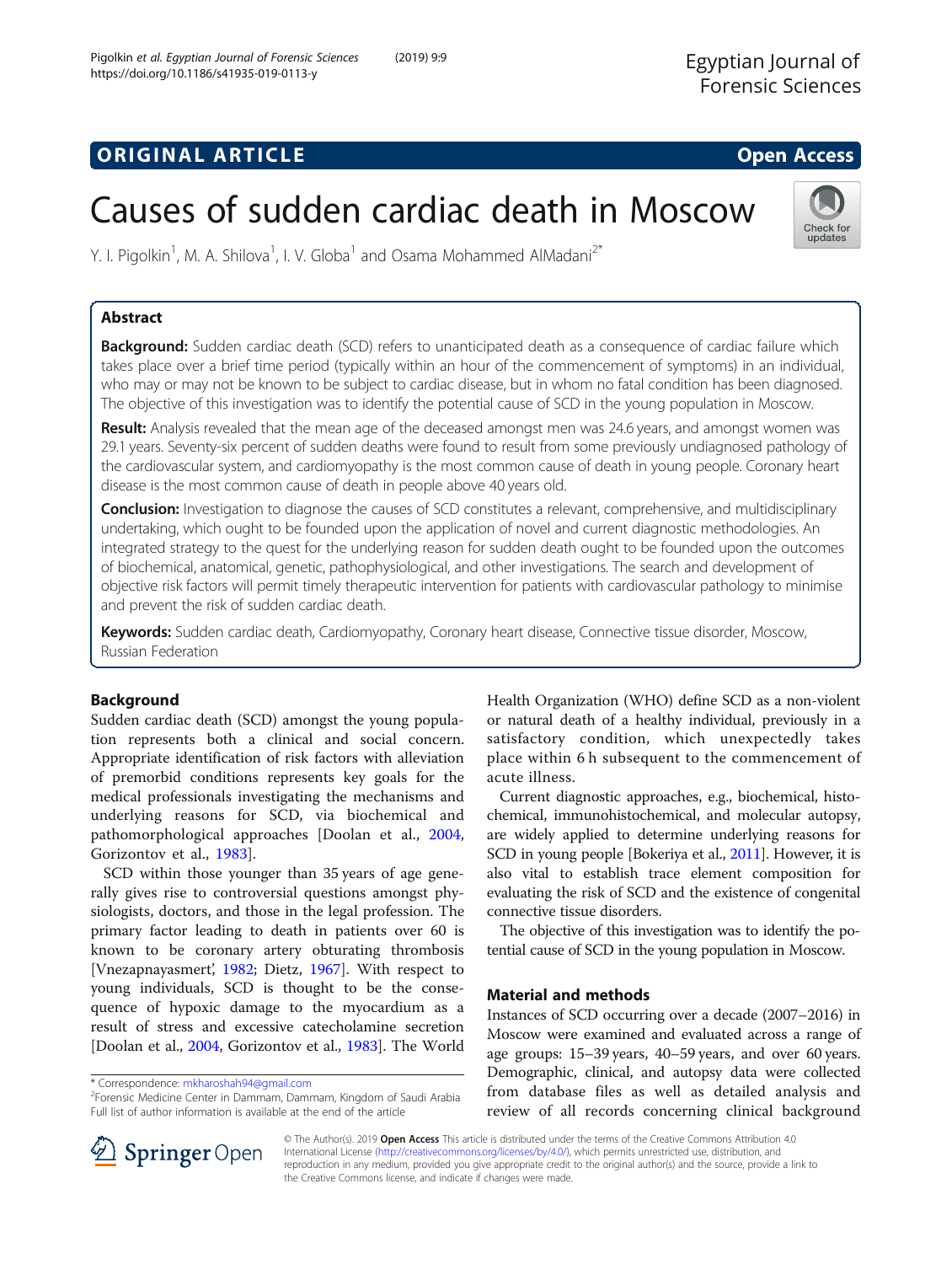ORIGINAL ARTICLE

Open Access

# Causes of sudden cardiac death in Moscow

Y. I. Pigolkin[1], M. A. Shilova[1], I. V. Globa[1] and Osama Mohammed AlMadani[2*]

## Abstract

**Background:** Sudden cardiac death (SCD) refers to unanticipated death as a consequence of cardiac failure which takes place over a brief time period (typically within an hour of the commencement of symptoms) in an individual, who may or may not be known to be subject to cardiac disease, but in whom no fatal condition has been diagnosed. The objective of this investigation was to identify the potential cause of SCD in the young population in Moscow.

**Result:** Analysis revealed that the mean age of the deceased amongst men was 24.6 years, and amongst women was 29.1 years. Seventy-six percent of sudden deaths were found to result from some previously undiagnosed pathology of the cardiovascular system, and cardiomyopathy is the most common cause of death in young people. Coronary heart disease is the most common cause of death in people above 40 years old.

**Conclusion:** Investigation to diagnose the causes of SCD constitutes a relevant, comprehensive, and multidisciplinary undertaking, which ought to be founded upon the application of novel and current diagnostic methodologies. An integrated strategy to the quest for the underlying reason for sudden death ought to be founded upon the outcomes of biochemical, anatomical, genetic, pathophysiological, and other investigations. The search and development of objective risk factors will permit timely therapeutic intervention for patients with cardiovascular pathology to minimise and prevent the risk of sudden cardiac death.

**Keywords:** Sudden cardiac death, Cardiomyopathy, Coronary heart disease, Connective tissue disorder, Moscow, Russian Federation

## Background

Sudden cardiac death (SCD) amongst the young population represents both a clinical and social concern. Appropriate identification of risk factors with alleviation of premorbid conditions represents key goals for the medical professionals investigating the mechanisms and underlying reasons for SCD, via biochemical and pathomorphological approaches [Doolan et al., 2004, Gorizontov et al., 1983].

SCD within those younger than 35 years of age generally gives rise to controversial questions amongst physiologists, doctors, and those in the legal profession. The primary factor leading to death in patients over 60 is known to be coronary artery obturating thrombosis [Vnezapnayasmert', 1982; Dietz, 1967]. With respect to young individuals, SCD is thought to be the consequence of hypoxic damage to the myocardium as a result of stress and excessive catecholamine secretion [Doolan et al., 2004, Gorizontov et al., 1983]. The World Health Organization (WHO) define SCD as a non-violent or natural death of a healthy individual, previously in a satisfactory condition, which unexpectedly takes place within 6 h subsequent to the commencement of acute illness.

Current diagnostic approaches, e.g., biochemical, histochemical, immunohistochemical, and molecular autopsy, are widely applied to determine underlying reasons for SCD in young people [Bokeriya et al., 2011]. However, it is also vital to establish trace element composition for evaluating the risk of SCD and the existence of congenital connective tissue disorders.

The objective of this investigation was to identify the potential cause of SCD in the young population in Moscow.

## Material and methods

Instances of SCD occurring over a decade (2007–2016) in Moscow were examined and evaluated across a range of age groups: 15–39 years, 40–59 years, and over 60 years. Demographic, clinical, and autopsy data were collected from database files as well as detailed analysis and review of all records concerning clinical background

\* Correspondence: mkharoshah94@gmail.com

[2]Forensic Medicine Center in Dammam, Dammam, Kingdom of Saudi Arabia

Full list of author information is available at the end of the article

© The Author(s). 2019 **Open Access** This article is distributed under the terms of the Creative Commons Attribution 4.0 International License (http://creativecommons.org/licenses/by/4.0/), which permits unrestricted use, distribution, and reproduction in any medium, provided you give appropriate credit to the original author(s) and the source, provide a link to the Creative Commons license, and indicate if changes were made.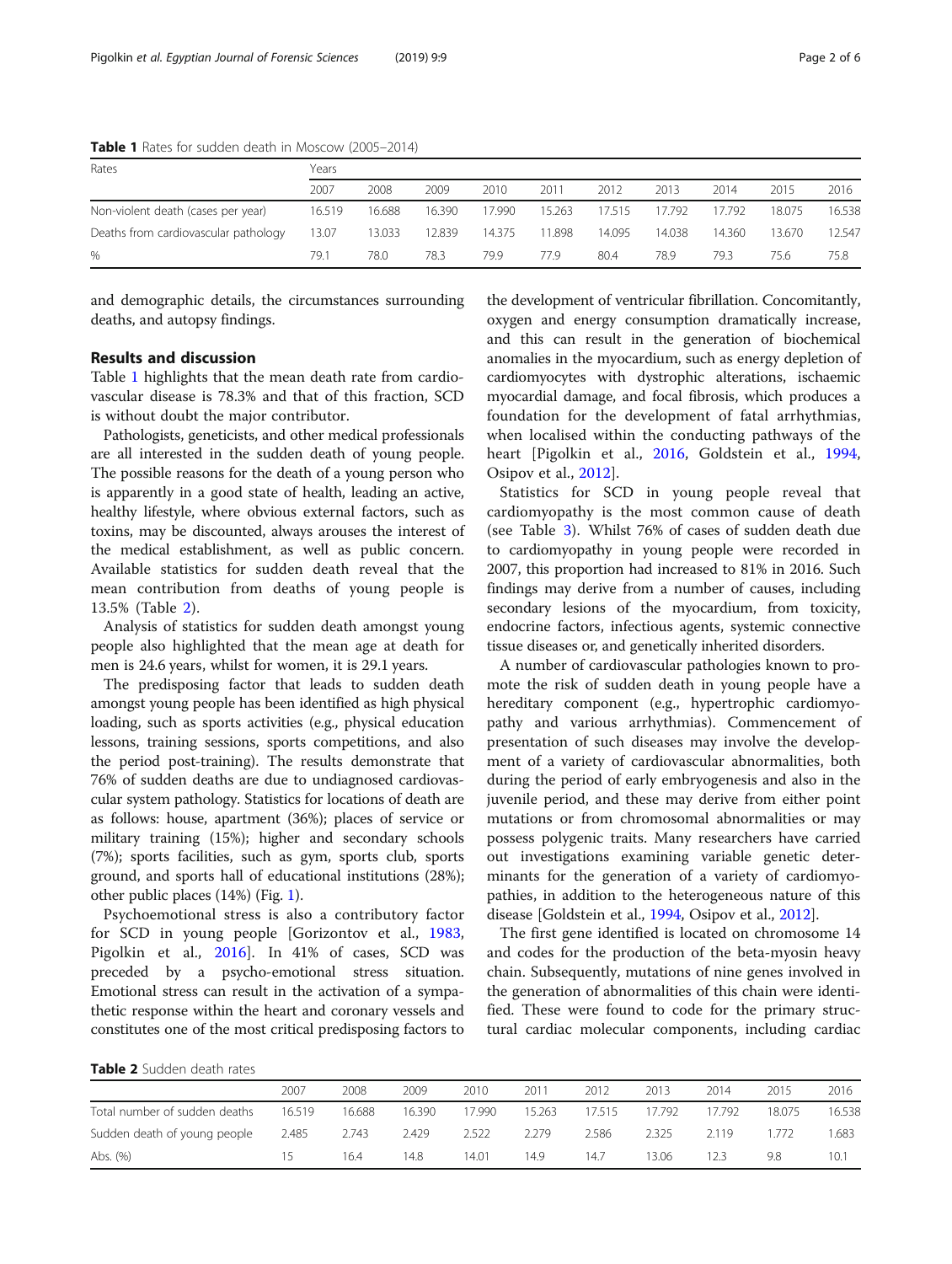**Table 1** Rates for sudden death in Moscow (2005–2014)

| Rates | Years | | | | | | | | | |
|---|---|---|---|---|---|---|---|---|---|---|
| | 2007 | 2008 | 2009 | 2010 | 2011 | 2012 | 2013 | 2014 | 2015 | 2016 |
| Non-violent death (cases per year) | 16.519 | 16.688 | 16.390 | 17.990 | 15.263 | 17.515 | 17.792 | 17.792 | 18.075 | 16.538 |
| Deaths from cardiovascular pathology | 13.07 | 13.033 | 12.839 | 14.375 | 11.898 | 14.095 | 14.038 | 14.360 | 13.670 | 12.547 |
| % | 79.1 | 78.0 | 78.3 | 79.9 | 77.9 | 80.4 | 78.9 | 79.3 | 75.6 | 75.8 |

and demographic details, the circumstances surrounding deaths, and autopsy findings.

## Results and discussion

Table 1 highlights that the mean death rate from cardiovascular disease is 78.3% and that of this fraction, SCD is without doubt the major contributor.

Pathologists, geneticists, and other medical professionals are all interested in the sudden death of young people. The possible reasons for the death of a young person who is apparently in a good state of health, leading an active, healthy lifestyle, where obvious external factors, such as toxins, may be discounted, always arouses the interest of the medical establishment, as well as public concern. Available statistics for sudden death reveal that the mean contribution from deaths of young people is 13.5% (Table 2).

Analysis of statistics for sudden death amongst young people also highlighted that the mean age at death for men is 24.6 years, whilst for women, it is 29.1 years.

The predisposing factor that leads to sudden death amongst young people has been identified as high physical loading, such as sports activities (e.g., physical education lessons, training sessions, sports competitions, and also the period post-training). The results demonstrate that 76% of sudden deaths are due to undiagnosed cardiovascular system pathology. Statistics for locations of death are as follows: house, apartment (36%); places of service or military training (15%); higher and secondary schools (7%); sports facilities, such as gym, sports club, sports ground, and sports hall of educational institutions (28%); other public places (14%) (Fig. 1).

Psychoemotional stress is also a contributory factor for SCD in young people [Gorizontov et al., 1983, Pigolkin et al., 2016]. In 41% of cases, SCD was preceded by a psycho-emotional stress situation. Emotional stress can result in the activation of a sympathetic response within the heart and coronary vessels and constitutes one of the most critical predisposing factors to the development of ventricular fibrillation. Concomitantly, oxygen and energy consumption dramatically increase, and this can result in the generation of biochemical anomalies in the myocardium, such as energy depletion of cardiomyocytes with dystrophic alterations, ischaemic myocardial damage, and focal fibrosis, which produces a foundation for the development of fatal arrhythmias, when localised within the conducting pathways of the heart [Pigolkin et al., 2016, Goldstein et al., 1994, Osipov et al., 2012].

Statistics for SCD in young people reveal that cardiomyopathy is the most common cause of death (see Table 3). Whilst 76% of cases of sudden death due to cardiomyopathy in young people were recorded in 2007, this proportion had increased to 81% in 2016. Such findings may derive from a number of causes, including secondary lesions of the myocardium, from toxicity, endocrine factors, infectious agents, systemic connective tissue diseases or, and genetically inherited disorders.

A number of cardiovascular pathologies known to promote the risk of sudden death in young people have a hereditary component (e.g., hypertrophic cardiomyopathy and various arrhythmias). Commencement of presentation of such diseases may involve the development of a variety of cardiovascular abnormalities, both during the period of early embryogenesis and also in the juvenile period, and these may derive from either point mutations or from chromosomal abnormalities or may possess polygenic traits. Many researchers have carried out investigations examining variable genetic determinants for the generation of a variety of cardiomyopathies, in addition to the heterogeneous nature of this disease [Goldstein et al., 1994, Osipov et al., 2012].

The first gene identified is located on chromosome 14 and codes for the production of the beta-myosin heavy chain. Subsequently, mutations of nine genes involved in the generation of abnormalities of this chain were identified. These were found to code for the primary structural cardiac molecular components, including cardiac

**Table 2** Sudden death rates

| | 2007 | 2008 | 2009 | 2010 | 2011 | 2012 | 2013 | 2014 | 2015 | 2016 |
|---|---|---|---|---|---|---|---|---|---|---|
| Total number of sudden deaths | 16.519 | 16.688 | 16.390 | 17.990 | 15.263 | 17.515 | 17.792 | 17.792 | 18.075 | 16.538 |
| Sudden death of young people | 2.485 | 2.743 | 2.429 | 2.522 | 2.279 | 2.586 | 2.325 | 2.119 | 1.772 | 1.683 |
| Abs. (%) | 15 | 16.4 | 14.8 | 14.01 | 14.9 | 14.7 | 13.06 | 12.3 | 9.8 | 10.1 |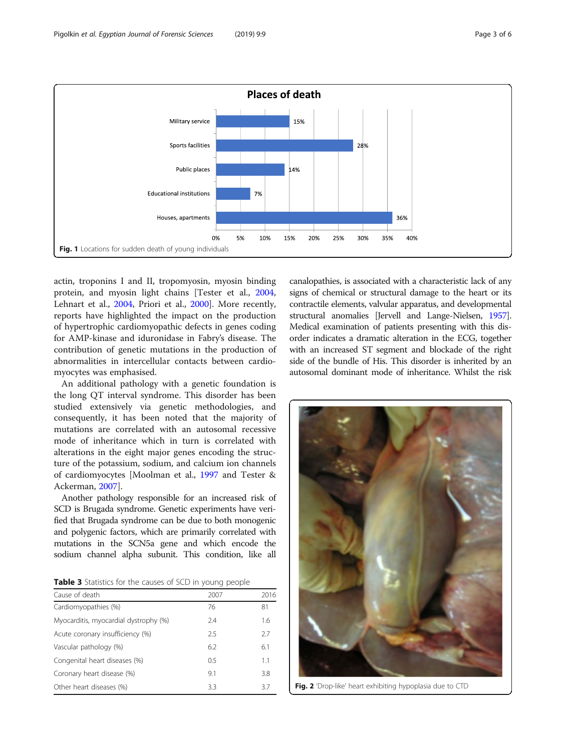Fig. 1 Locations for sudden death of young individuals

actin, troponins I and II, tropomyosin, myosin binding protein, and myosin light chains [Tester et al., 2004, Lehnart et al., 2004, Priori et al., 2000]. More recently, reports have highlighted the impact on the production of hypertrophic cardiomyopathic defects in genes coding for AMP-kinase and iduronidase in Fabry's disease. The contribution of genetic mutations in the production of abnormalities in intercellular contacts between cardiomyocytes was emphasised.

An additional pathology with a genetic foundation is the long QT interval syndrome. This disorder has been studied extensively via genetic methodologies, and consequently, it has been noted that the majority of mutations are correlated with an autosomal recessive mode of inheritance which in turn is correlated with alterations in the eight major genes encoding the structure of the potassium, sodium, and calcium ion channels of cardiomyocytes [Moolman et al., 1997 and Tester & Ackerman, 2007].

Another pathology responsible for an increased risk of SCD is Brugada syndrome. Genetic experiments have verified that Brugada syndrome can be due to both monogenic and polygenic factors, which are primarily correlated with mutations in the SCN5a gene and which encode the sodium channel alpha subunit. This condition, like all canalopathies, is associated with a characteristic lack of any signs of chemical or structural damage to the heart or its contractile elements, valvular apparatus, and developmental structural anomalies [Jervell and Lange-Nielsen, 1957]. Medical examination of patients presenting with this disorder indicates a dramatic alteration in the ECG, together with an increased ST segment and blockade of the right side of the bundle of His. This disorder is inherited by an autosomal dominant mode of inheritance. Whilst the risk

**Table 3** Statistics for the causes of SCD in young people

| Cause of death | 2007 | 2016 |
|---|---|---|
| Cardiomyopathies (%) | 76 | 81 |
| Myocarditis, myocardial dystrophy (%) | 2.4 | 1.6 |
| Acute coronary insufficiency (%) | 2.5 | 2.7 |
| Vascular pathology (%) | 6.2 | 6.1 |
| Congenital heart diseases (%) | 0.5 | 1.1 |
| Coronary heart disease (%) | 9.1 | 3.8 |
| Other heart diseases (%) | 3.3 | 3.7 |

Fig. 2 'Drop-like' heart exhibiting hypoplasia due to CTD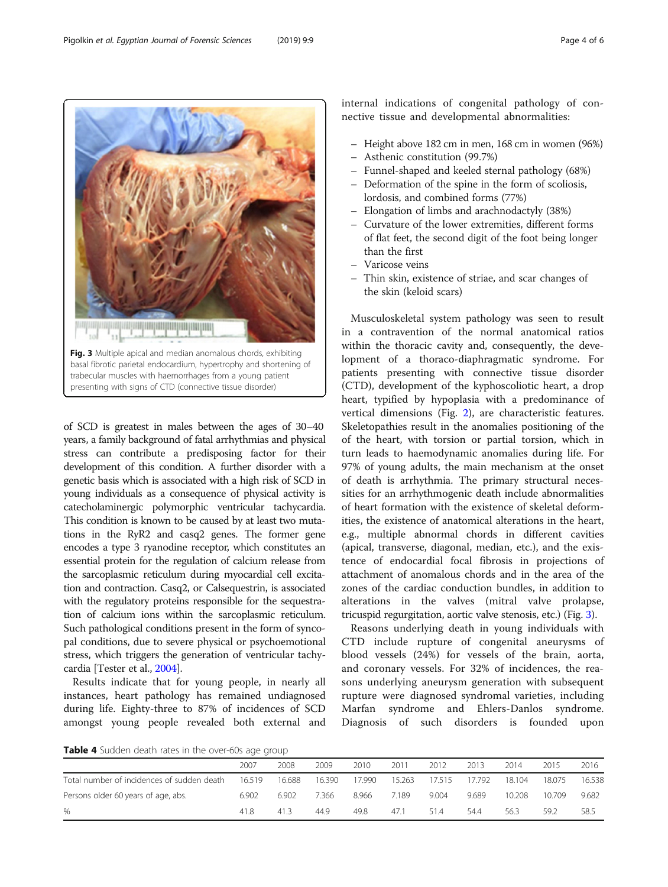Fig. 3 Multiple apical and median anomalous chords, exhibiting basal fibrotic parietal endocardium, hypertrophy and shortening of trabecular muscles with haemorrhages from a young patient presenting with signs of CTD (connective tissue disorder)

of SCD is greatest in males between the ages of 30–40 years, a family background of fatal arrhythmias and physical stress can contribute a predisposing factor for their development of this condition. A further disorder with a genetic basis which is associated with a high risk of SCD in young individuals as a consequence of physical activity is catecholaminergic polymorphic ventricular tachycardia. This condition is known to be caused by at least two mutations in the RyR2 and casq2 genes. The former gene encodes a type 3 ryanodine receptor, which constitutes an essential protein for the regulation of calcium release from the sarcoplasmic reticulum during myocardial cell excitation and contraction. Casq2, or Calsequestrin, is associated with the regulatory proteins responsible for the sequestration of calcium ions within the sarcoplasmic reticulum. Such pathological conditions present in the form of syncopal conditions, due to severe physical or psychoemotional stress, which triggers the generation of ventricular tachycardia [Tester et al., 2004].

Results indicate that for young people, in nearly all instances, heart pathology has remained undiagnosed during life. Eighty-three to 87% of incidences of SCD amongst young people revealed both external and internal indications of congenital pathology of connective tissue and developmental abnormalities:

- Height above 182 cm in men, 168 cm in women (96%)
- Asthenic constitution (99.7%)
- Funnel-shaped and keeled sternal pathology (68%)
- Deformation of the spine in the form of scoliosis, lordosis, and combined forms (77%)
- Elongation of limbs and arachnodactyly (38%)
- Curvature of the lower extremities, different forms of flat feet, the second digit of the foot being longer than the first
- Varicose veins
- Thin skin, existence of striae, and scar changes of the skin (keloid scars)

Musculoskeletal system pathology was seen to result in a contravention of the normal anatomical ratios within the thoracic cavity and, consequently, the development of a thoraco-diaphragmatic syndrome. For patients presenting with connective tissue disorder (CTD), development of the kyphoscoliotic heart, a drop heart, typified by hypoplasia with a predominance of vertical dimensions (Fig. 2), are characteristic features. Skeletopathies result in the anomalies positioning of the of the heart, with torsion or partial torsion, which in turn leads to haemodynamic anomalies during life. For 97% of young adults, the main mechanism at the onset of death is arrhythmia. The primary structural necessities for an arrhythmogenic death include abnormalities of heart formation with the existence of skeletal deformities, the existence of anatomical alterations in the heart, e.g., multiple abnormal chords in different cavities (apical, transverse, diagonal, median, etc.), and the existence of endocardial focal fibrosis in projections of attachment of anomalous chords and in the area of the zones of the cardiac conduction bundles, in addition to alterations in the valves (mitral valve prolapse, tricuspid regurgitation, aortic valve stenosis, etc.) (Fig. 3).

Reasons underlying death in young individuals with CTD include rupture of congenital aneurysms of blood vessels (24%) for vessels of the brain, aorta, and coronary vessels. For 32% of incidences, the reasons underlying aneurysm generation with subsequent rupture were diagnosed syndromal varieties, including Marfan syndrome and Ehlers-Danlos syndrome. Diagnosis of such disorders is founded upon

**Table 4** Sudden death rates in the over-60s age group

| | 2007 | 2008 | 2009 | 2010 | 2011 | 2012 | 2013 | 2014 | 2015 | 2016 |
|---|---|---|---|---|---|---|---|---|---|---|
| Total number of incidences of sudden death | 16.519 | 16.688 | 16.390 | 17.990 | 15.263 | 17.515 | 17.792 | 18.104 | 18.075 | 16.538 |
| Persons older 60 years of age, abs. | 6.902 | 6.902 | 7.366 | 8.966 | 7.189 | 9.004 | 9.689 | 10.208 | 10.709 | 9.682 |
| % | 41.8 | 41.3 | 44.9 | 49.8 | 47.1 | 51.4 | 54.4 | 56.3 | 59.2 | 58.5 |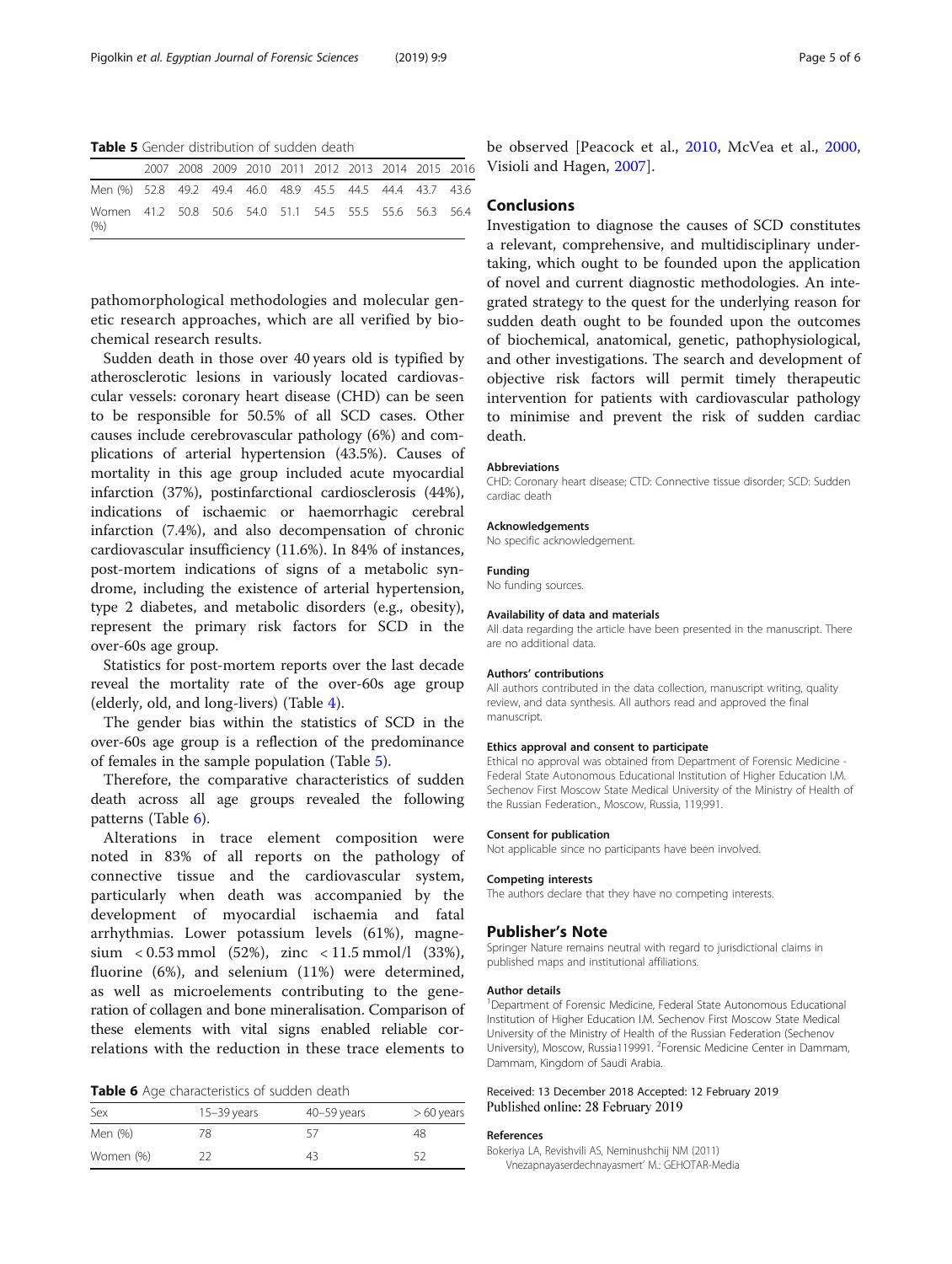**Table 5** Gender distribution of sudden death

| | 2007 | 2008 | 2009 | 2010 | 2011 | 2012 | 2013 | 2014 | 2015 | 2016 |
|---|---|---|---|---|---|---|---|---|---|---|
| Men (%) | 52.8 | 49.2 | 49.4 | 46.0 | 48.9 | 45.5 | 44.5 | 44.4 | 43.7 | 43.6 |
| Women (%) | 41.2 | 50.8 | 50.6 | 54.0 | 51.1 | 54.5 | 55.5 | 55.6 | 56.3 | 56.4 |

pathomorphological methodologies and molecular genetic research approaches, which are all verified by biochemical research results.

Sudden death in those over 40 years old is typified by atherosclerotic lesions in variously located cardiovascular vessels: coronary heart disease (CHD) can be seen to be responsible for 50.5% of all SCD cases. Other causes include cerebrovascular pathology (6%) and complications of arterial hypertension (43.5%). Causes of mortality in this age group included acute myocardial infarction (37%), postinfarctional cardiosclerosis (44%), indications of ischaemic or haemorrhagic cerebral infarction (7.4%), and also decompensation of chronic cardiovascular insufficiency (11.6%). In 84% of instances, post-mortem indications of signs of a metabolic syndrome, including the existence of arterial hypertension, type 2 diabetes, and metabolic disorders (e.g., obesity), represent the primary risk factors for SCD in the over-60s age group.

Statistics for post-mortem reports over the last decade reveal the mortality rate of the over-60s age group (elderly, old, and long-livers) (Table 4).

The gender bias within the statistics of SCD in the over-60s age group is a reflection of the predominance of females in the sample population (Table 5).

Therefore, the comparative characteristics of sudden death across all age groups revealed the following patterns (Table 6).

Alterations in trace element composition were noted in 83% of all reports on the pathology of connective tissue and the cardiovascular system, particularly when death was accompanied by the development of myocardial ischaemia and fatal arrhythmias. Lower potassium levels (61%), magnesium < 0.53 mmol (52%), zinc < 11.5 mmol/l (33%), fluorine (6%), and selenium (11%) were determined, as well as microelements contributing to the generation of collagen and bone mineralisation. Comparison of these elements with vital signs enabled reliable correlations with the reduction in these trace elements to be observed [Peacock et al., 2010, McVea et al., 2000, Visioli and Hagen, 2007].

**Table 6** Age characteristics of sudden death

| Sex | 15–39 years | 40–59 years | > 60 years |
|---|---|---|---|
| Men (%) | 78 | 57 | 48 |
| Women (%) | 22 | 43 | 52 |

## Conclusions

Investigation to diagnose the causes of SCD constitutes a relevant, comprehensive, and multidisciplinary undertaking, which ought to be founded upon the application of novel and current diagnostic methodologies. An integrated strategy to the quest for the underlying reason for sudden death ought to be founded upon the outcomes of biochemical, anatomical, genetic, pathophysiological, and other investigations. The search and development of objective risk factors will permit timely therapeutic intervention for patients with cardiovascular pathology to minimise and prevent the risk of sudden cardiac death.

#### Abbreviations

CHD: Coronary heart disease; CTD: Connective tissue disorder; SCD: Sudden cardiac death

#### Acknowledgements

No specific acknowledgement.

#### Funding

No funding sources.

#### Availability of data and materials

All data regarding the article have been presented in the manuscript. There are no additional data.

#### Authors' contributions

All authors contributed in the data collection, manuscript writing, quality review, and data synthesis. All authors read and approved the final manuscript.

#### Ethics approval and consent to participate

Ethical no approval was obtained from Department of Forensic Medicine - Federal State Autonomous Educational Institution of Higher Education I.M. Sechenov First Moscow State Medical University of the Ministry of Health of the Russian Federation., Moscow, Russia, 119,991.

#### Consent for publication

Not applicable since no participants have been involved.

#### Competing interests

The authors declare that they have no competing interests.

## Publisher's Note

Springer Nature remains neutral with regard to jurisdictional claims in published maps and institutional affiliations.

#### Author details

[1]Department of Forensic Medicine, Federal State Autonomous Educational Institution of Higher Education I.M. Sechenov First Moscow State Medical University of the Ministry of Health of the Russian Federation (Sechenov University), Moscow, Russia119991. [2]Forensic Medicine Center in Dammam, Dammam, Kingdom of Saudi Arabia.

Received: 13 December 2018 Accepted: 12 February 2019
Published online: 28 February 2019

#### References

Bokeriya LA, Revishvili AS, Neminushchij NM (2011) Vnezapnayaserdechnayasmert' M.: GEHOTAR-Media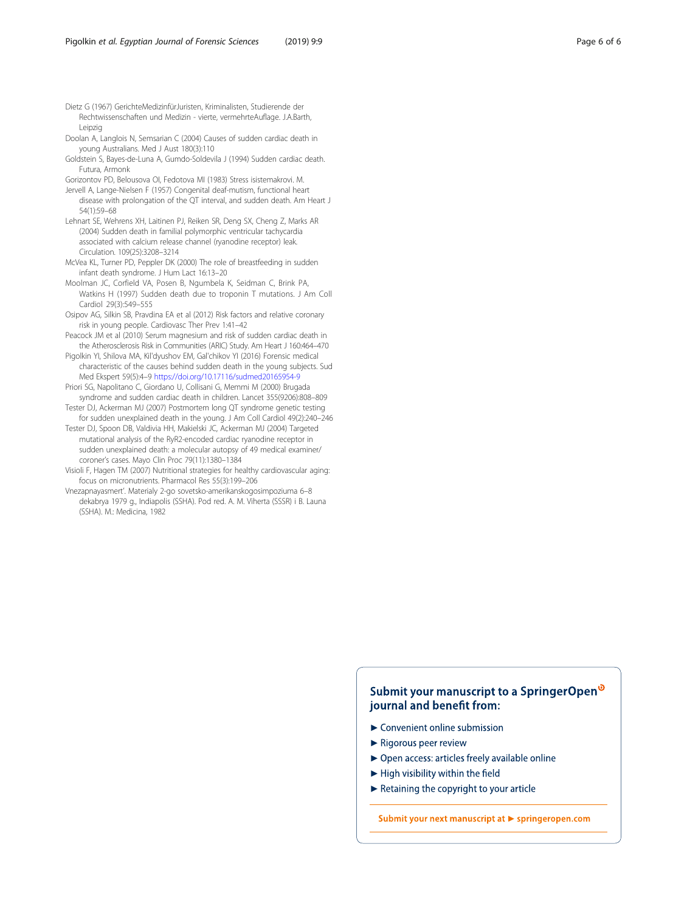Dietz G (1967) GerichteMedizinfürJuristen, Kriminalisten, Studierende der Rechtswissenschaften und Medizin - vierte, vermehrteAuflage. J.A.Barth, Leipzig

Doolan A, Langlois N, Semsarian C (2004) Causes of sudden cardiac death in young Australians. Med J Aust 180(3):110

Goldstein S, Bayes-de-Luna A, Gumdo-Soldevila J (1994) Sudden cardiac death. Futura, Armonk

Gorizontov PD, Belousova OI, Fedotova MI (1983) Stress isistemakrovi. M.

Jervell A, Lange-Nielsen F (1957) Congenital deaf-mutism, functional heart disease with prolongation of the QT interval, and sudden death. Am Heart J 54(1):59–68

Lehnart SE, Wehrens XH, Laitinen PJ, Reiken SR, Deng SX, Cheng Z, Marks AR (2004) Sudden death in familial polymorphic ventricular tachycardia associated with calcium release channel (ryanodine receptor) leak. Circulation. 109(25):3208–3214

McVea KL, Turner PD, Peppler DK (2000) The role of breastfeeding in sudden infant death syndrome. J Hum Lact 16:13–20

Moolman JC, Corfield VA, Posen B, Ngumbela K, Seidman C, Brink PA, Watkins H (1997) Sudden death due to troponin T mutations. J Am Coll Cardiol 29(3):549–555

Osipov AG, Silkin SB, Pravdina EA et al (2012) Risk factors and relative coronary risk in young people. Cardiovasc Ther Prev 1:41–42

Peacock JM et al (2010) Serum magnesium and risk of sudden cardiac death in the Atherosclerosis Risk in Communities (ARIC) Study. Am Heart J 160:464–470

Pigolkin YI, Shilova MA, Kil'dyushov EM, Gal'chikov YI (2016) Forensic medical characteristic of the causes behind sudden death in the young subjects. Sud Med Ekspert 59(5):4–9 https://doi.org/10.17116/sudmed20165954-9

Priori SG, Napolitano C, Giordano U, Collisani G, Memmi M (2000) Brugada syndrome and sudden cardiac death in children. Lancet 355(9206):808–809

Tester DJ, Ackerman MJ (2007) Postmortem long QT syndrome genetic testing for sudden unexplained death in the young. J Am Coll Cardiol 49(2):240–246

Tester DJ, Spoon DB, Valdivia HH, Makielski JC, Ackerman MJ (2004) Targeted mutational analysis of the RyR2-encoded cardiac ryanodine receptor in sudden unexplained death: a molecular autopsy of 49 medical examiner/coroner's cases. Mayo Clin Proc 79(11):1380–1384

Visioli F, Hagen TM (2007) Nutritional strategies for healthy cardiovascular aging: focus on micronutrients. Pharmacol Res 55(3):199–206

Vnezapnayasmert'. Materialy 2-go sovetsko-amerikanskogosimpoziuma 6–8 dekabrya 1979 g., Indiapolis (SSHA). Pod red. A. M. Viherta (SSSR) i B. Launa (SSHA). M.: Medicina, 1982

**Submit your manuscript to a SpringerOpen journal and benefit from:**

- ► Convenient online submission
- ► Rigorous peer review
- ► Open access: articles freely available online
- ► High visibility within the field
- ► Retaining the copyright to your article

**Submit your next manuscript at ► springeropen.com**